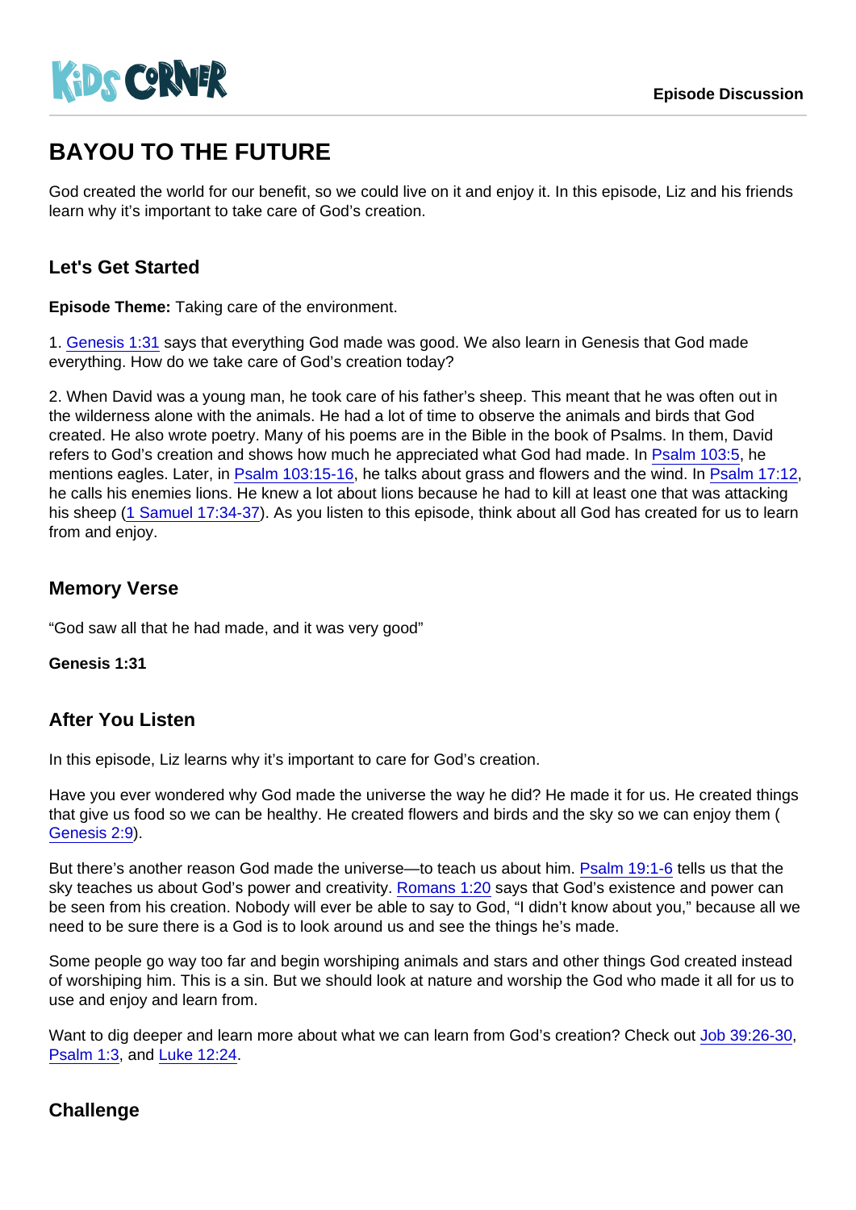KiDS CORNER

Episode Discussion

# BAYOU TO THE FUTURE

God created the world for our benefit, so we could live on it and enjoy it. In this episode, Liz and his friends learn why it's important to take care of God's creation.

## Let's Get Started

**Episode Theme:** Taking care of the environment.

1. Genesis 1:31 says that everything God made was good. We also learn in Genesis that God made everything. How do we take care of God's creation today?

2. When David was a young man, he took care of his father's sheep. This meant that he was often out in the wilderness alone with the animals. He had a lot of time to observe the animals and birds that God created. He also wrote poetry. Many of his poems are in the Bible in the book of Psalms. In them, David refers to God's creation and shows how much he appreciated what God had made. In Psalm 103:5, he mentions eagles. Later, in Psalm 103:15-16, he talks about grass and flowers and the wind. In Psalm 17:12, he calls his enemies lions. He knew a lot about lions because he had to kill at least one that was attacking his sheep (1 Samuel 17:34-37). As you listen to this episode, think about all God has created for us to learn from and enjoy.

## Memory Verse

"God saw all that he had made, and it was very good"

**Genesis 1:31**

## After You Listen

In this episode, Liz learns why it's important to care for God's creation.

Have you ever wondered why God made the universe the way he did? He made it for us. He created things that give us food so we can be healthy. He created flowers and birds and the sky so we can enjoy them ( Genesis 2:9).

But there's another reason God made the universe—to teach us about him. Psalm 19:1-6 tells us that the sky teaches us about God's power and creativity. Romans 1:20 says that God's existence and power can be seen from his creation. Nobody will ever be able to say to God, "I didn't know about you," because all we need to be sure there is a God is to look around us and see the things he's made.

Some people go way too far and begin worshiping animals and stars and other things God created instead of worshiping him. This is a sin. But we should look at nature and worship the God who made it all for us to use and enjoy and learn from.

Want to dig deeper and learn more about what we can learn from God's creation? Check out Job 39:26-30, Psalm 1:3, and Luke 12:24.

## Challenge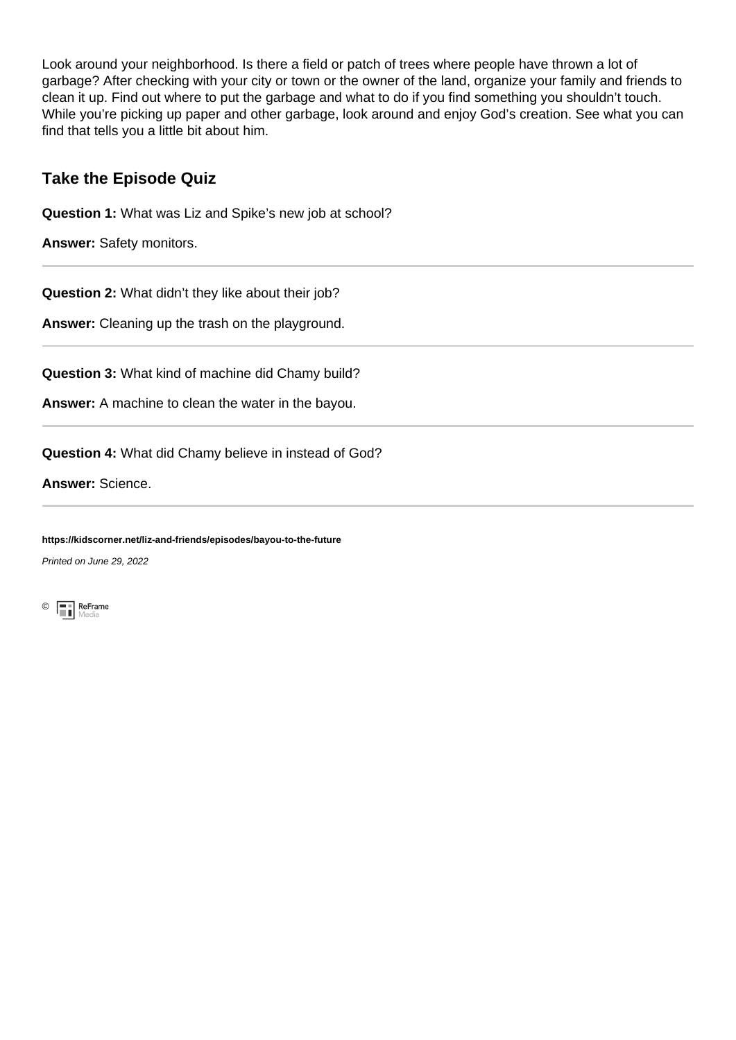Look around your neighborhood. Is there a field or patch of trees where people have thrown a lot of garbage? After checking with your city or town or the owner of the land, organize your family and friends to clean it up. Find out where to put the garbage and what to do if you find something you shouldn't touch. While you're picking up paper and other garbage, look around and enjoy God's creation. See what you can find that tells you a little bit about him.

## Take the Episode Quiz

**Question 1:** What was Liz and Spike's new job at school?

**Answer:** Safety monitors.

---

**Question 2:** What didn't they like about their job?

**Answer:** Cleaning up the trash on the playground.

---

**Question 3:** What kind of machine did Chamy build?

**Answer:** A machine to clean the water in the bayou.

---

**Question 4:** What did Chamy believe in instead of God?

**Answer:** Science.

---

**https://kidscorner.net/liz-and-friends/episodes/bayou-to-the-future**

*Printed on June 29, 2022*

© ReFrame Media